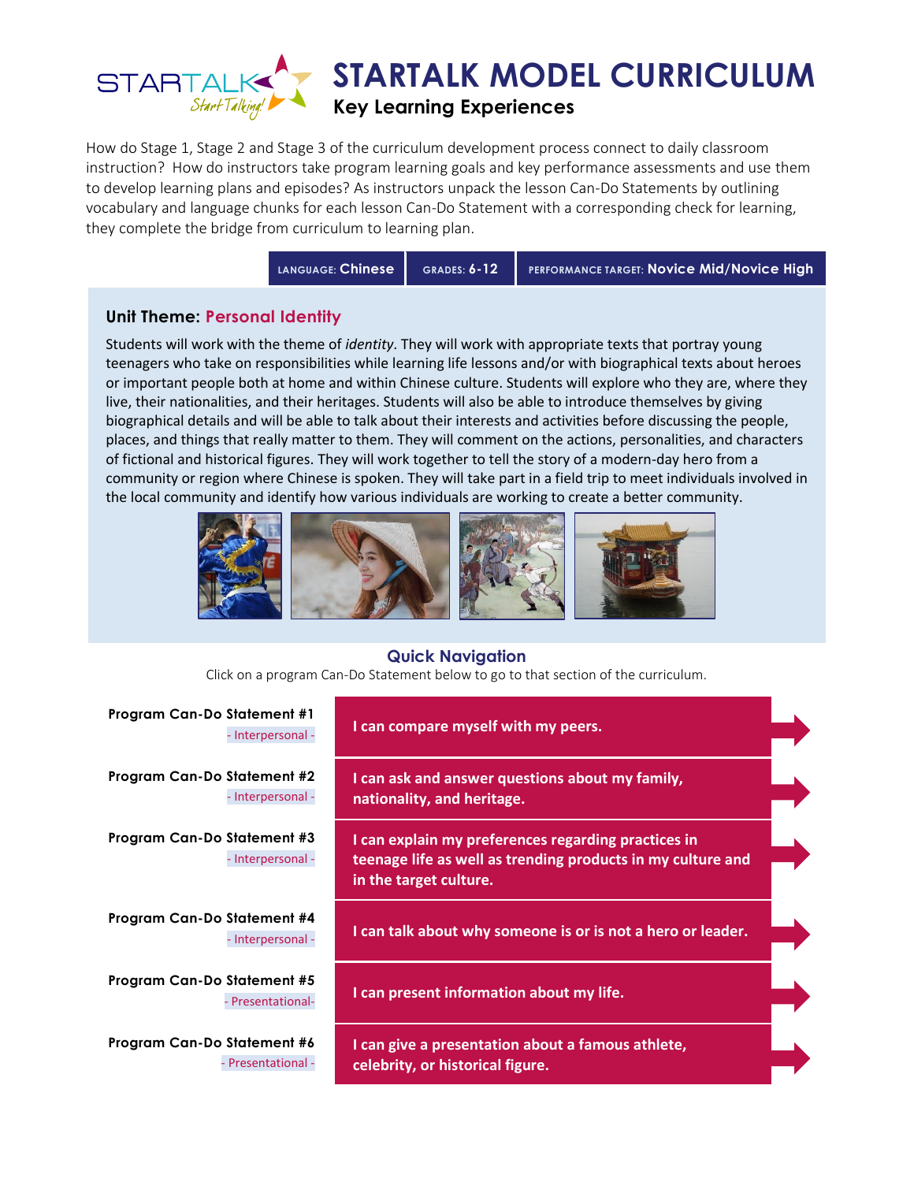# STARTALK MODEL CURRICULUM

## Key Learning Experiences

How do Stage 1, Stage 2 and Stage 3 of the curriculum development process connect to daily classroom instruction? How do instructors take program learning goals and key performance assessments and use them to develop learning plans and episodes? As instructors unpack the lesson Can-Do Statements by outlining vocabulary and language chunks for each lesson Can-Do Statement with a corresponding check for learning, they complete the bridge from curriculum to learning plan.

| LANGUAGE: Chinese | GRADES: 6-12 | PERFORMANCE TARGET: Novice Mid/Novice High |
|---|---|---|

### Unit Theme: Personal Identity

Students will work with the theme of *identity*. They will work with appropriate texts that portray young teenagers who take on responsibilities while learning life lessons and/or with biographical texts about heroes or important people both at home and within Chinese culture. Students will explore who they are, where they live, their nationalities, and their heritages. Students will also be able to introduce themselves by giving biographical details and will be able to talk about their interests and activities before discussing the people, places, and things that really matter to them. They will comment on the actions, personalities, and characters of fictional and historical figures. They will work together to tell the story of a modern-day hero from a community or region where Chinese is spoken. They will take part in a field trip to meet individuals involved in the local community and identify how various individuals are working to create a better community.

### Quick Navigation

Click on a program Can-Do Statement below to go to that section of the curriculum.

| | |
|---|---|
| **Program Can-Do Statement #1** - Interpersonal - | **I can compare myself with my peers.** |
| **Program Can-Do Statement #2** - Interpersonal - | **I can ask and answer questions about my family, nationality, and heritage.** |
| **Program Can-Do Statement #3** - Interpersonal - | **I can explain my preferences regarding practices in teenage life as well as trending products in my culture and in the target culture.** |
| **Program Can-Do Statement #4** - Interpersonal - | **I can talk about why someone is or is not a hero or leader.** |
| **Program Can-Do Statement #5** - Presentational- | **I can present information about my life.** |
| **Program Can-Do Statement #6** - Presentational - | **I can give a presentation about a famous athlete, celebrity, or historical figure.** |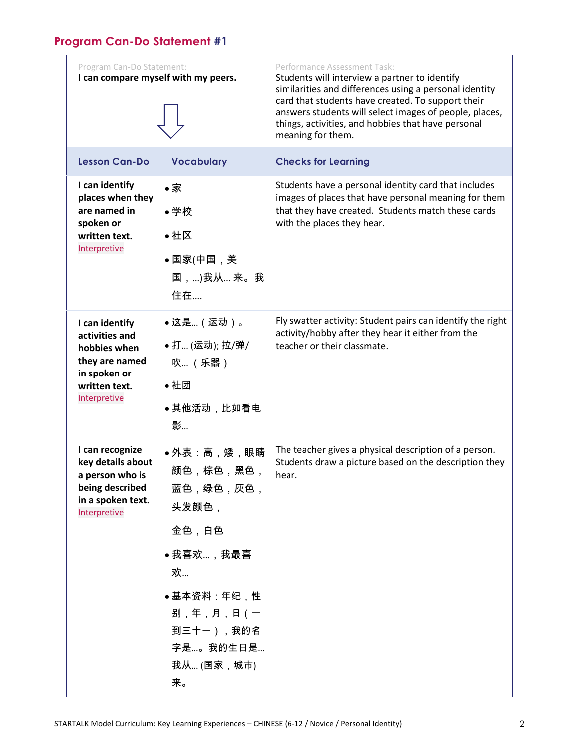## Program Can-Do Statement #1

| Program Can-Do Statement: | | Performance Assessment Task: |
|---|---|---|
| **I can compare myself with my peers.** | | Students will interview a partner to identify similarities and differences using a personal identity card that students have created. To support their answers students will select images of people, places, things, activities, and hobbies that have personal meaning for them. |
| **Lesson Can-Do** | **Vocabulary** | **Checks for Learning** |
| **I can identify places when they are named in spoken or written text.** Interpretive | • 家<br>• 学校<br>• 社区<br>• 国家(中国，美国，...)我从... 来。我住在.... | Students have a personal identity card that includes images of places that have personal meaning for them that they have created. Students match these cards with the places they hear. |
| **I can identify activities and hobbies when they are named in spoken or written text.** Interpretive | • 这是...（运动）。<br>• 打... (运动); 拉/弹/吹...（乐器）<br>• 社团<br>• 其他活动，比如看电影... | Fly swatter activity: Student pairs can identify the right activity/hobby after they hear it either from the teacher or their classmate. |
| **I can recognize key details about a person who is being described in a spoken text.** Interpretive | • 外表：高，矮，眼睛颜色，棕色，黑色，蓝色，绿色，灰色，头发颜色，金色，白色<br>• 我喜欢...，我最喜欢...<br>• 基本资料：年纪，性别，年，月，日（一到三十一），我的名字是...。我的生日是...我从... (国家，城市)来。 | The teacher gives a physical description of a person. Students draw a picture based on the description they hear. |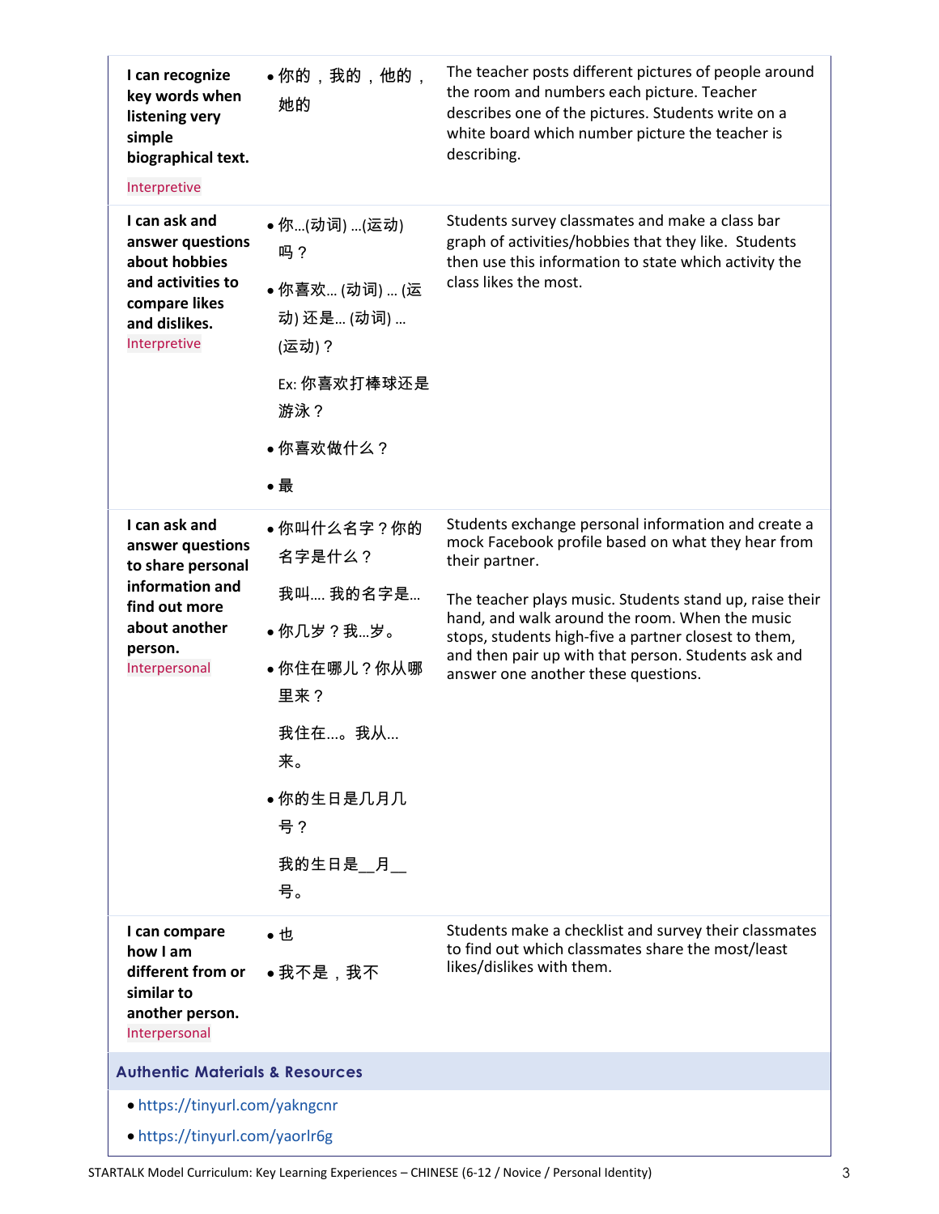| | | |
|---|---|---|
| **I can recognize key words when listening very simple biographical text.** Interpretive | • 你的，我的，他的，她的 | The teacher posts different pictures of people around the room and numbers each picture. Teacher describes one of the pictures. Students write on a white board which number picture the teacher is describing. |
| **I can ask and answer questions about hobbies and activities to compare likes and dislikes.** Interpretive | • 你...(动词) ...(运动) 吗？<br>• 你喜欢... (动词) ... (运动) 还是... (动词) ... (运动)？<br>Ex: 你喜欢打棒球还是游泳？<br>• 你喜欢做什么？<br>• 最 | Students survey classmates and make a class bar graph of activities/hobbies that they like. Students then use this information to state which activity the class likes the most. |
| **I can ask and answer questions to share personal information and find out more about another person.** Interpersonal | • 你叫什么名字？你的名字是什么？<br>我叫.... 我的名字是...<br>• 你几岁？我...岁。<br>• 你住在哪儿？你从哪里来？<br>我住在....。我从...来。<br>• 你的生日是几月几号？<br>我的生日是__月__号。 | Students exchange personal information and create a mock Facebook profile based on what they hear from their partner.<br><br>The teacher plays music. Students stand up, raise their hand, and walk around the room. When the music stops, students high-five a partner closest to them, and then pair up with that person. Students ask and answer one another these questions. |
| **I can compare how I am different from or similar to another person.** Interpersonal | • 也<br>• 我不是，我不 | Students make a checklist and survey their classmates to find out which classmates share the most/least likes/dislikes with them. |

## Authentic Materials & Resources

- https://tinyurl.com/yakngcnr
- https://tinyurl.com/yaorlr6g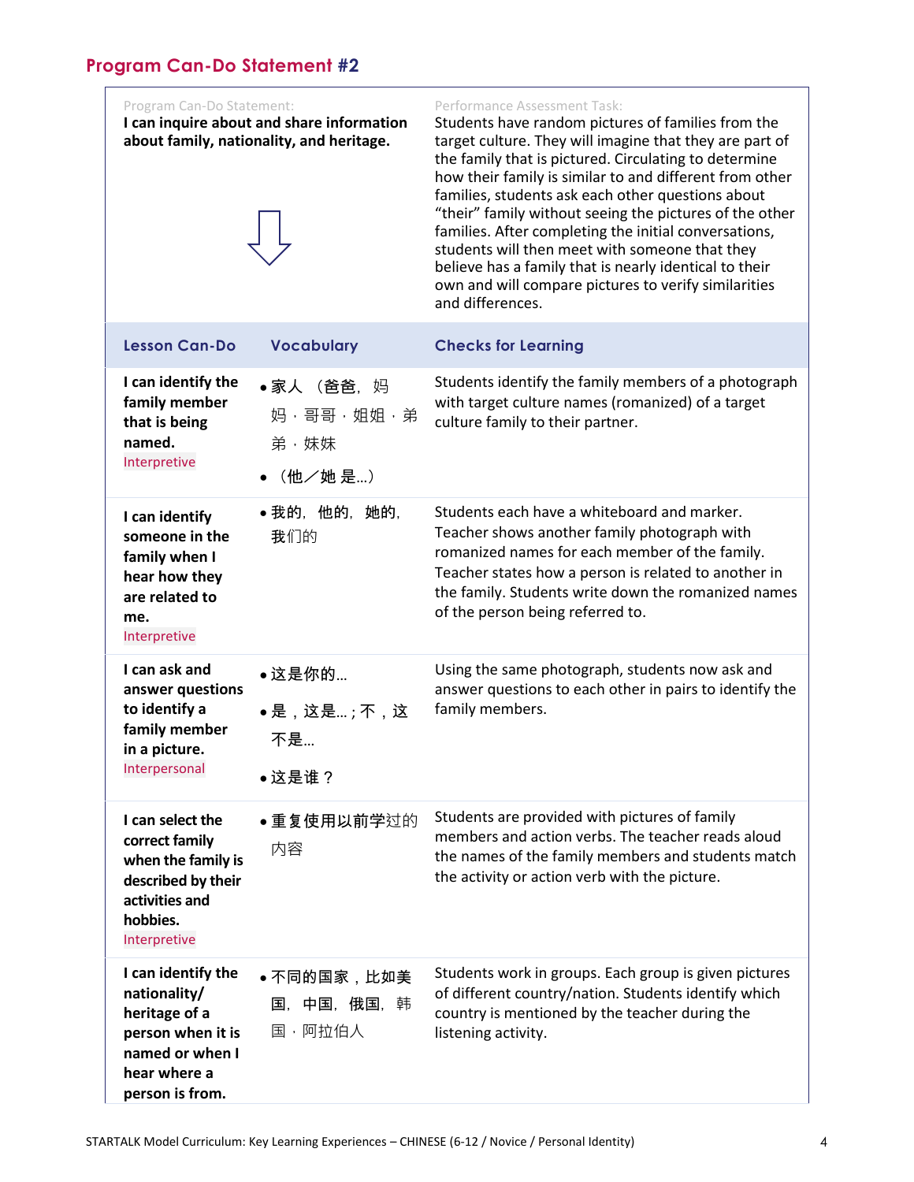## Program Can-Do Statement #2

| Program Can-Do Statement: | | Performance Assessment Task: |
|---|---|---|
| **I can inquire about and share information about family, nationality, and heritage.** | | Students have random pictures of families from the target culture. They will imagine that they are part of the family that is pictured. Circulating to determine how their family is similar to and different from other families, students ask each other questions about "their" family without seeing the pictures of the other families. After completing the initial conversations, students will then meet with someone that they believe has a family that is nearly identical to their own and will compare pictures to verify similarities and differences. |
| **Lesson Can-Do** | **Vocabulary** | **Checks for Learning** |
| **I can identify the family member that is being named.** Interpretive | • 家人 （爸爸，妈妈，哥哥，姐姐，弟弟，妹妹<br>• （他／她 是...） | Students identify the family members of a photograph with target culture names (romanized) of a target culture family to their partner. |
| **I can identify someone in the family when I hear how they are related to me.** Interpretive | • 我的，他的，她的，我们的 | Students each have a whiteboard and marker. Teacher shows another family photograph with romanized names for each member of the family. Teacher states how a person is related to another in the family. Students write down the romanized names of the person being referred to. |
| **I can ask and answer questions to identify a family member in a picture.** Interpersonal | • 这是你的...<br>• 是，这是...；不，这不是...<br>• 这是谁？ | Using the same photograph, students now ask and answer questions to each other in pairs to identify the family members. |
| **I can select the correct family when the family is described by their activities and hobbies.** Interpretive | • 重复使用以前学过的内容 | Students are provided with pictures of family members and action verbs. The teacher reads aloud the names of the family members and students match the activity or action verb with the picture. |
| **I can identify the nationality/ heritage of a person when it is named or when I hear where a person is from.** | • 不同的国家，比如美国，中国，俄国，韩国，阿拉伯人 | Students work in groups. Each group is given pictures of different country/nation. Students identify which country is mentioned by the teacher during the listening activity. |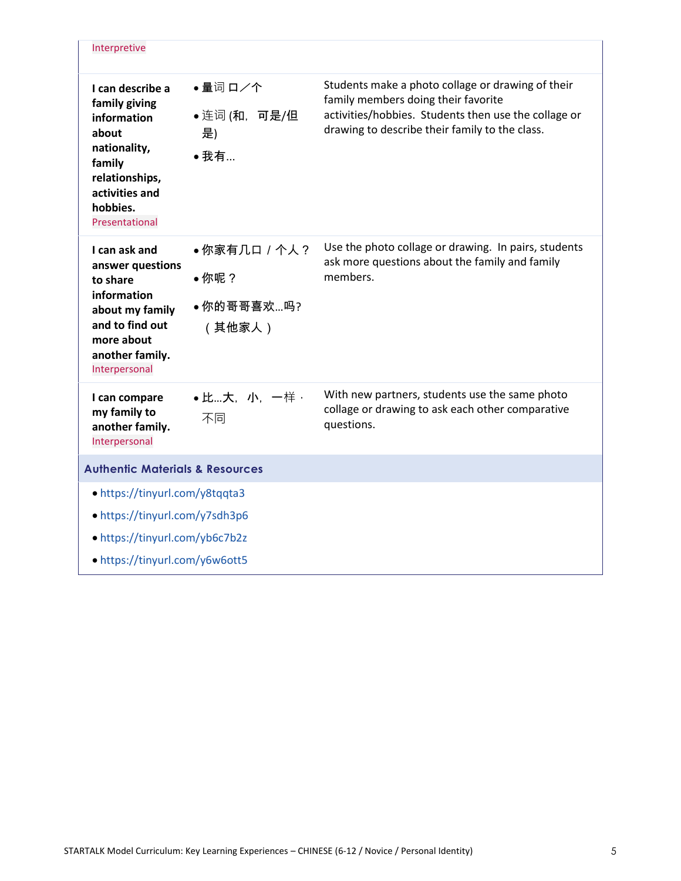| | | |
|---|---|---|
| Interpretive | | |
| **I can describe a family giving information about nationality, family relationships, activities and hobbies.** Presentational | • 量词 口／个<br>• 连词 (和，可是/但是)<br>• 我有… | Students make a photo collage or drawing of their family members doing their favorite activities/hobbies. Students then use the collage or drawing to describe their family to the class. |
| **I can ask and answer questions to share information about my family and to find out more about another family.** Interpersonal | • 你家有几口 / 个人？<br>• 你呢？<br>• 你的哥哥喜欢…吗?（其他家人） | Use the photo collage or drawing. In pairs, students ask more questions about the family and family members. |
| **I can compare my family to another family.** Interpersonal | • 比…大，小，一样，不同 | With new partners, students use the same photo collage or drawing to ask each other comparative questions. |

**Authentic Materials & Resources**

- https://tinyurl.com/y8tqqta3
- https://tinyurl.com/y7sdh3p6
- https://tinyurl.com/yb6c7b2z
- https://tinyurl.com/y6w6ott5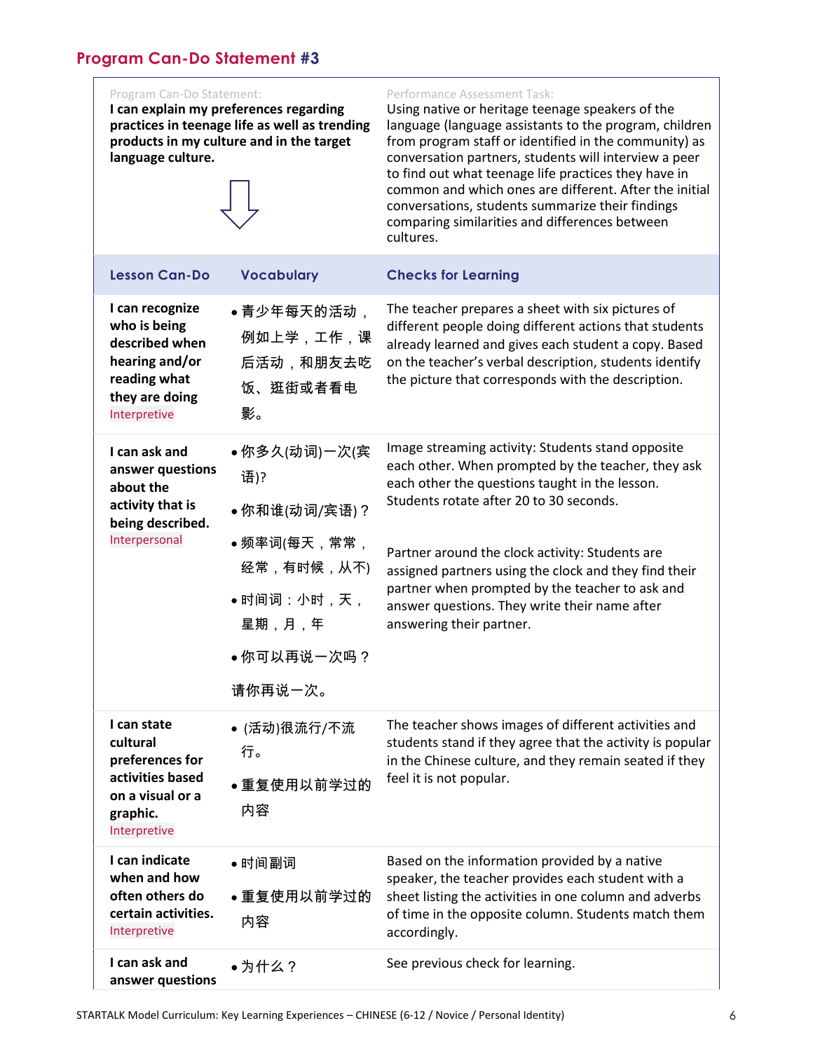## Program Can-Do Statement #3

| Program Can-Do Statement: | Performance Assessment Task: |
|---|---|
| **I can explain my preferences regarding practices in teenage life as well as trending products in my culture and in the target language culture.** | Using native or heritage teenage speakers of the language (language assistants to the program, children from program staff or identified in the community) as conversation partners, students will interview a peer to find out what teenage life practices they have in common and which ones are different. After the initial conversations, students summarize their findings comparing similarities and differences between cultures. |

| Lesson Can-Do | Vocabulary | Checks for Learning |
|---|---|---|
| **I can recognize who is being described when hearing and/or reading what they are doing** Interpretive | • 青少年每天的活动，例如上学，工作，课后活动，和朋友去吃饭、逛街或者看电影。 | The teacher prepares a sheet with six pictures of different people doing different actions that students already learned and gives each student a copy. Based on the teacher's verbal description, students identify the picture that corresponds with the description. |
| **I can ask and answer questions about the activity that is being described.** Interpersonal | • 你多久(动词)一次(宾语)? • 你和谁(动词/宾语)？ • 频率词(每天，常常，经常，有时候，从不) • 时间词：小时，天，星期，月，年 • 你可以再说一次吗？ 请你再说一次。 | Image streaming activity: Students stand opposite each other. When prompted by the teacher, they ask each other the questions taught in the lesson. Students rotate after 20 to 30 seconds. Partner around the clock activity: Students are assigned partners using the clock and they find their partner when prompted by the teacher to ask and answer questions. They write their name after answering their partner. |
| **I can state cultural preferences for activities based on a visual or a graphic.** Interpretive | • (活动)很流行/不流行。 • 重复使用以前学过的内容 | The teacher shows images of different activities and students stand if they agree that the activity is popular in the Chinese culture, and they remain seated if they feel it is not popular. |
| **I can indicate when and how often others do certain activities.** Interpretive | • 时间副词 • 重复使用以前学过的内容 | Based on the information provided by a native speaker, the teacher provides each student with a sheet listing the activities in one column and adverbs of time in the opposite column. Students match them accordingly. |
| **I can ask and answer questions** | • 为什么？ | See previous check for learning. |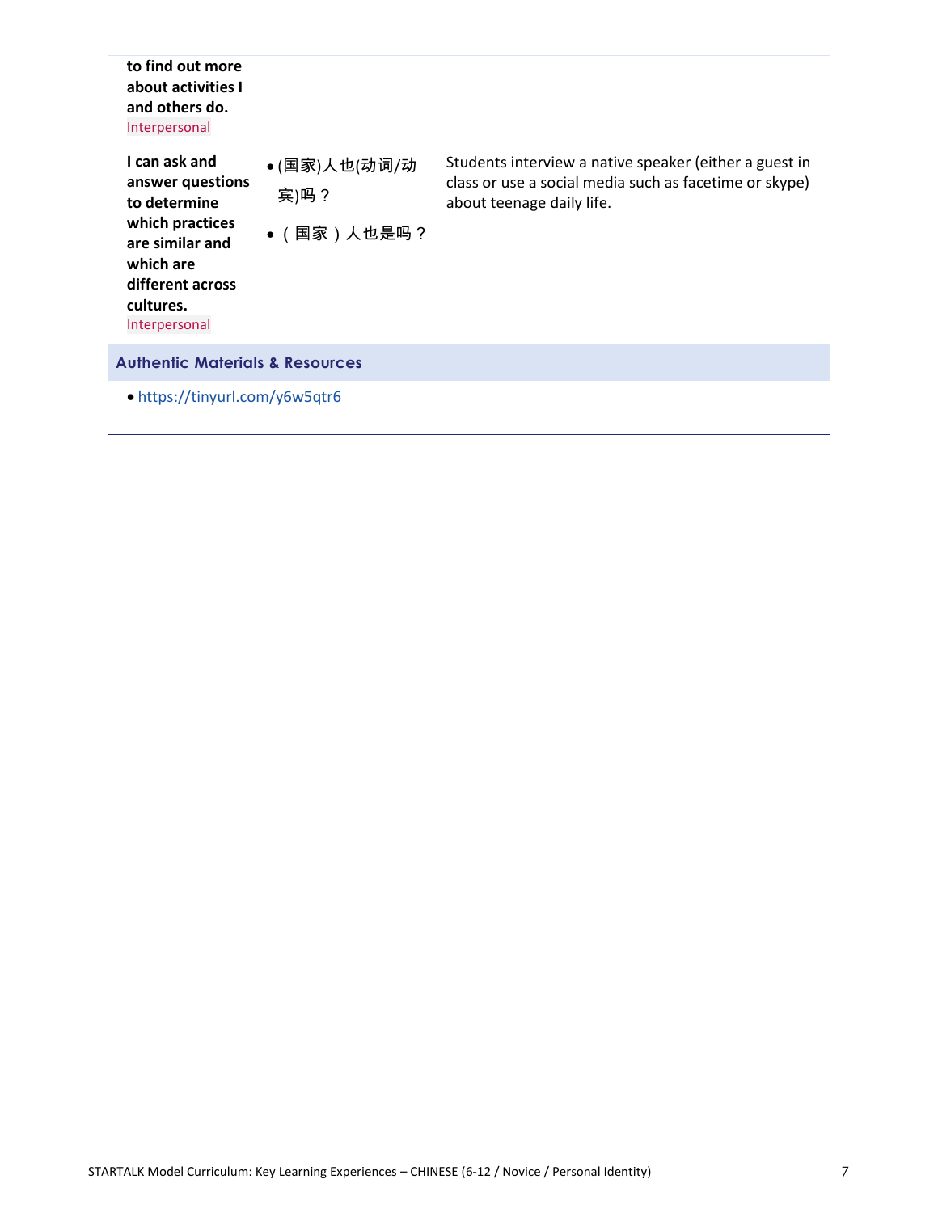| | | |
|---|---|---|
| **to find out more about activities I and others do.** Interpersonal | | |
| **I can ask and answer questions to determine which practices are similar and which are different across cultures.** Interpersonal | • (国家)人也(动词/动宾)吗？<br>• （国家）人也是吗？ | Students interview a native speaker (either a guest in class or use a social media such as facetime or skype) about teenage daily life. |

**Authentic Materials & Resources**

- https://tinyurl.com/y6w5qtr6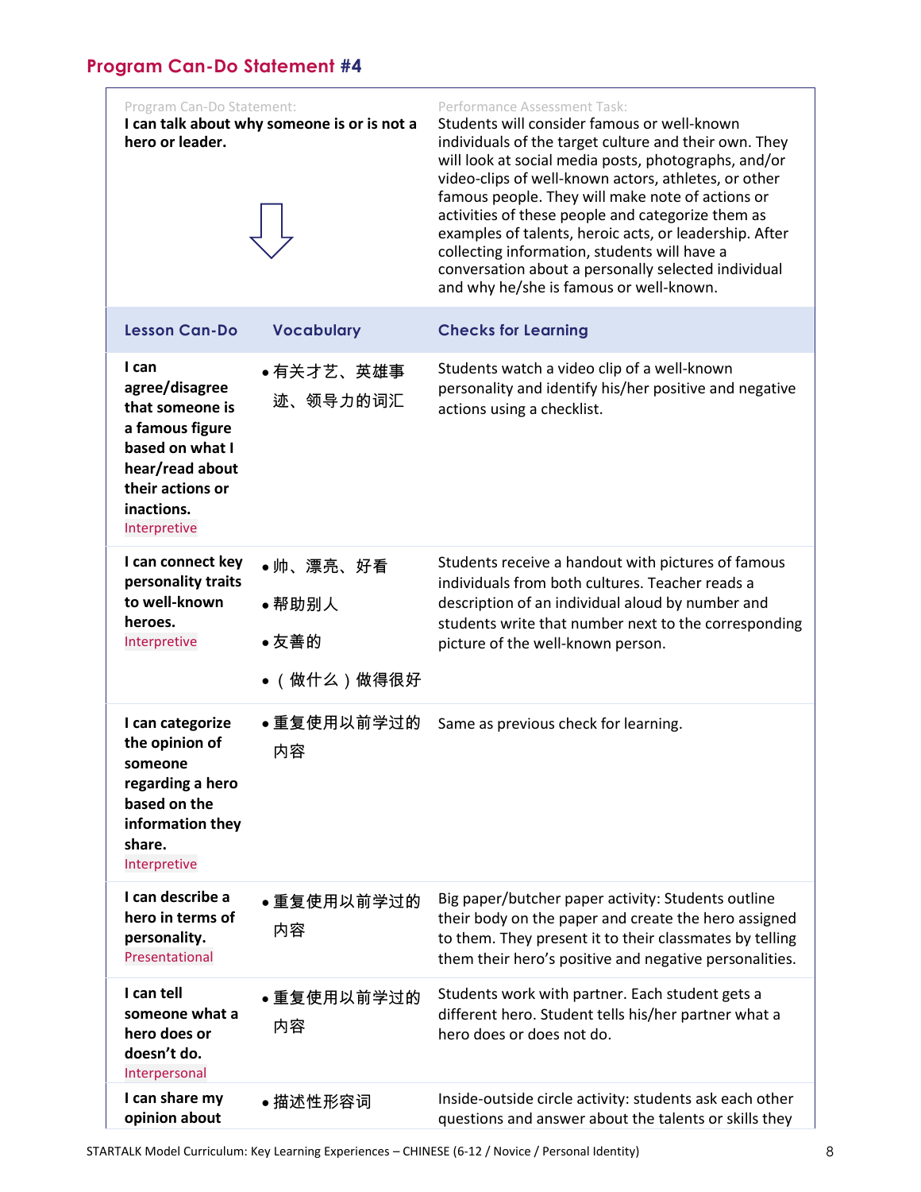## Program Can-Do Statement #4

| Program Can-Do Statement: | Performance Assessment Task: |
|---|---|
| **I can talk about why someone is or is not a hero or leader.** | Students will consider famous or well-known individuals of the target culture and their own. They will look at social media posts, photographs, and/or video-clips of well-known actors, athletes, or other famous people. They will make note of actions or activities of these people and categorize them as examples of talents, heroic acts, or leadership. After collecting information, students will have a conversation about a personally selected individual and why he/she is famous or well-known. |

| Lesson Can-Do | Vocabulary | Checks for Learning |
|---|---|---|
| **I can agree/disagree that someone is a famous figure based on what I hear/read about their actions or inactions.** Interpretive | • 有关才艺、英雄事迹、领导力的词汇 | Students watch a video clip of a well-known personality and identify his/her positive and negative actions using a checklist. |
| **I can connect key personality traits to well-known heroes.** Interpretive | • 帅、漂亮、好看<br>• 帮助别人<br>• 友善的<br>• （做什么）做得很好 | Students receive a handout with pictures of famous individuals from both cultures. Teacher reads a description of an individual aloud by number and students write that number next to the corresponding picture of the well-known person. |
| **I can categorize the opinion of someone regarding a hero based on the information they share.** Interpretive | • 重复使用以前学过的内容 | Same as previous check for learning. |
| **I can describe a hero in terms of personality.** Presentational | • 重复使用以前学过的内容 | Big paper/butcher paper activity: Students outline their body on the paper and create the hero assigned to them. They present it to their classmates by telling them their hero's positive and negative personalities. |
| **I can tell someone what a hero does or doesn't do.** Interpersonal | • 重复使用以前学过的内容 | Students work with partner. Each student gets a different hero. Student tells his/her partner what a hero does or does not do. |
| **I can share my opinion about** | • 描述性形容词 | Inside-outside circle activity: students ask each other questions and answer about the talents or skills they |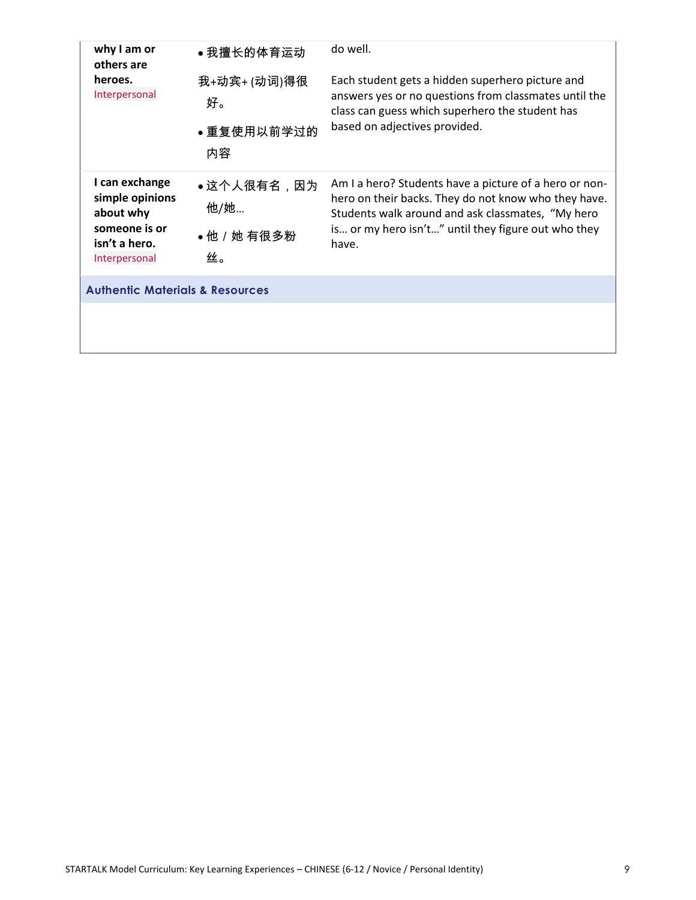| | | |
|---|---|---|
| **why I am or others are heroes.** Interpersonal | • 我擅长的体育运动<br>我+动宾+ (动词)得很好。<br>• 重复使用以前学过的内容 | do well.<br>Each student gets a hidden superhero picture and answers yes or no questions from classmates until the class can guess which superhero the student has based on adjectives provided. |
| **I can exchange simple opinions about why someone is or isn't a hero.** Interpersonal | • 这个人很有名，因为他/她…<br>• 他 / 她 有很多粉丝。 | Am I a hero? Students have a picture of a hero or non-hero on their backs. They do not know who they have. Students walk around and ask classmates, "My hero is… or my hero isn't…" until they figure out who they have. |

**Authentic Materials & Resources**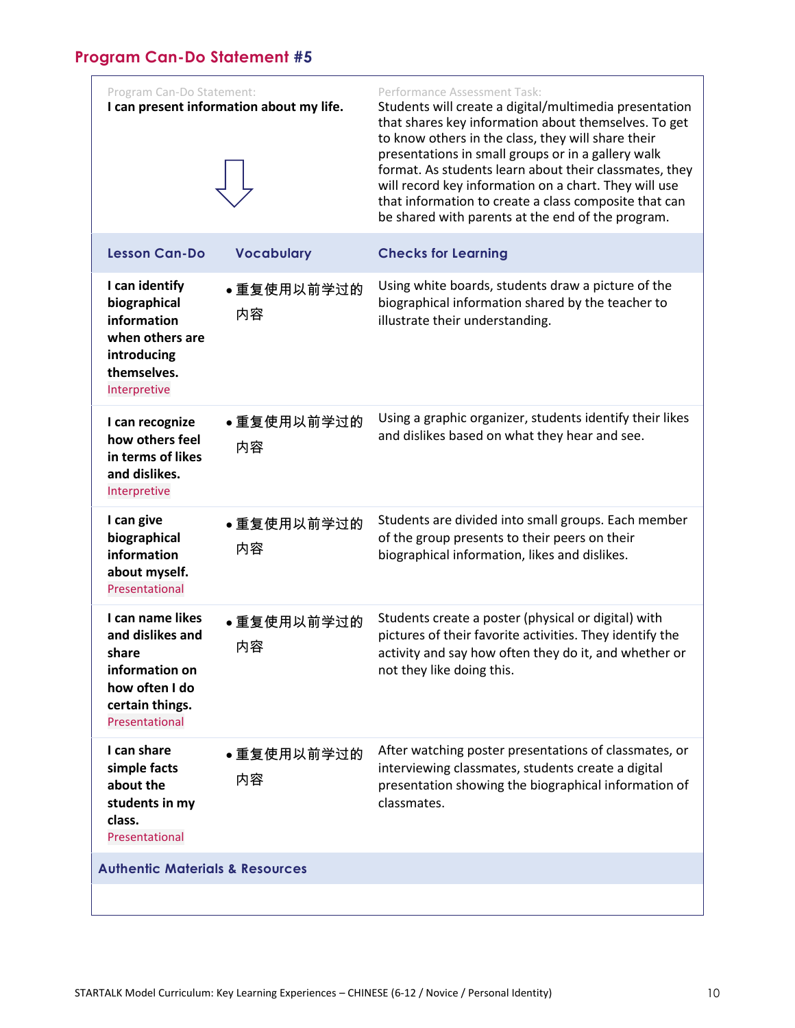## Program Can-Do Statement #5

| Program Can-Do Statement: | Performance Assessment Task: |
|---|---|
| **I can present information about my life.** | Students will create a digital/multimedia presentation that shares key information about themselves. To get to know others in the class, they will share their presentations in small groups or in a gallery walk format. As students learn about their classmates, they will record key information on a chart. They will use that information to create a class composite that can be shared with parents at the end of the program. |

| Lesson Can-Do | Vocabulary | Checks for Learning |
|---|---|---|
| **I can identify biographical information when others are introducing themselves.** Interpretive | • 重复使用以前学过的内容 | Using white boards, students draw a picture of the biographical information shared by the teacher to illustrate their understanding. |
| **I can recognize how others feel in terms of likes and dislikes.** Interpretive | • 重复使用以前学过的内容 | Using a graphic organizer, students identify their likes and dislikes based on what they hear and see. |
| **I can give biographical information about myself.** Presentational | • 重复使用以前学过的内容 | Students are divided into small groups. Each member of the group presents to their peers on their biographical information, likes and dislikes. |
| **I can name likes and dislikes and share information on how often I do certain things.** Presentational | • 重复使用以前学过的内容 | Students create a poster (physical or digital) with pictures of their favorite activities. They identify the activity and say how often they do it, and whether or not they like doing this. |
| **I can share simple facts about the students in my class.** Presentational | • 重复使用以前学过的内容 | After watching poster presentations of classmates, or interviewing classmates, students create a digital presentation showing the biographical information of classmates. |

| Authentic Materials & Resources |
|---|
| |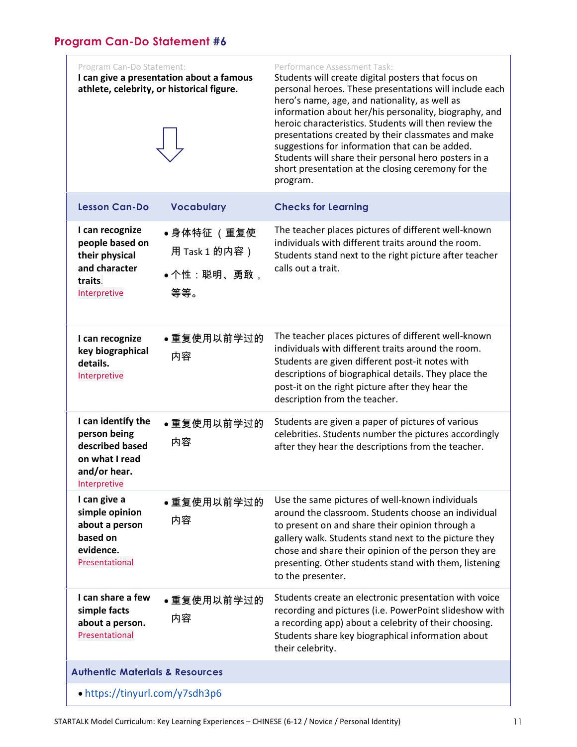## Program Can-Do Statement #6

| Program Can-Do Statement: | Performance Assessment Task: |
|---|---|
| **I can give a presentation about a famous athlete, celebrity, or historical figure.** | Students will create digital posters that focus on personal heroes. These presentations will include each hero's name, age, and nationality, as well as information about her/his personality, biography, and heroic characteristics. Students will then review the presentations created by their classmates and make suggestions for information that can be added. Students will share their personal hero posters in a short presentation at the closing ceremony for the program. |

| Lesson Can-Do | Vocabulary | Checks for Learning |
|---|---|---|
| **I can recognize people based on their physical and character traits.** Interpretive | • 身体特征（重复使用 Task 1 的内容）<br>• 个性：聪明、勇敢，等等。 | The teacher places pictures of different well-known individuals with different traits around the room. Students stand next to the right picture after teacher calls out a trait. |
| **I can recognize key biographical details.** Interpretive | • 重复使用以前学过的内容 | The teacher places pictures of different well-known individuals with different traits around the room. Students are given different post-it notes with descriptions of biographical details. They place the post-it on the right picture after they hear the description from the teacher. |
| **I can identify the person being described based on what I read and/or hear.** Interpretive | • 重复使用以前学过的内容 | Students are given a paper of pictures of various celebrities. Students number the pictures accordingly after they hear the descriptions from the teacher. |
| **I can give a simple opinion about a person based on evidence.** Presentational | • 重复使用以前学过的内容 | Use the same pictures of well-known individuals around the classroom. Students choose an individual to present on and share their opinion through a gallery walk. Students stand next to the picture they chose and share their opinion of the person they are presenting. Other students stand with them, listening to the presenter. |
| **I can share a few simple facts about a person.** Presentational | • 重复使用以前学过的内容 | Students create an electronic presentation with voice recording and pictures (i.e. PowerPoint slideshow with a recording app) about a celebrity of their choosing. Students share key biographical information about their celebrity. |

### Authentic Materials & Resources

- https://tinyurl.com/y7sdh3p6